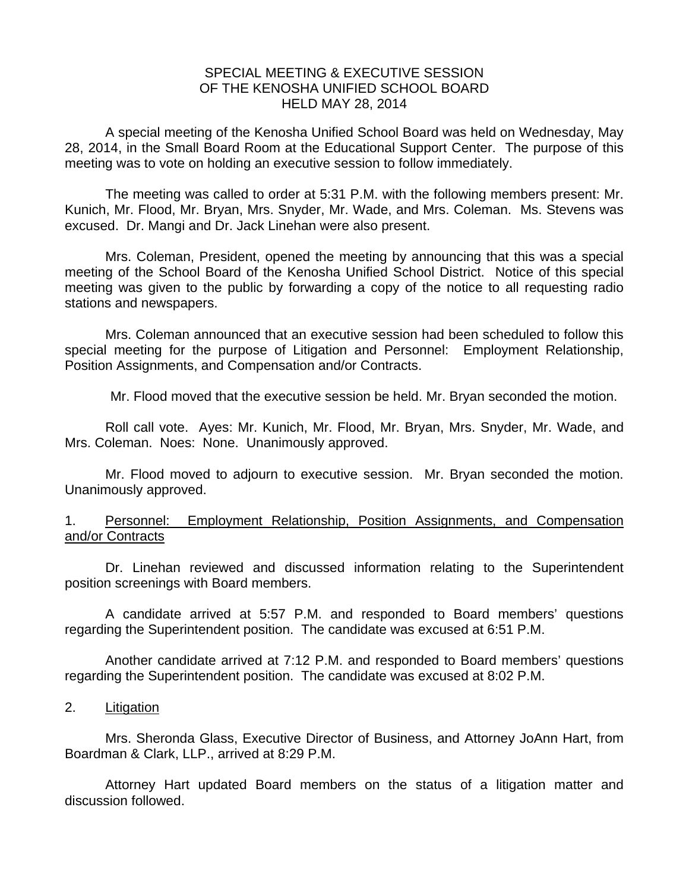# SPECIAL MEETING & EXECUTIVE SESSION
# OF THE KENOSHA UNIFIED SCHOOL BOARD
# HELD MAY 28, 2014

A special meeting of the Kenosha Unified School Board was held on Wednesday, May 28, 2014, in the Small Board Room at the Educational Support Center. The purpose of this meeting was to vote on holding an executive session to follow immediately.

The meeting was called to order at 5:31 P.M. with the following members present: Mr. Kunich, Mr. Flood, Mr. Bryan, Mrs. Snyder, Mr. Wade, and Mrs. Coleman. Ms. Stevens was excused. Dr. Mangi and Dr. Jack Linehan were also present.

Mrs. Coleman, President, opened the meeting by announcing that this was a special meeting of the School Board of the Kenosha Unified School District. Notice of this special meeting was given to the public by forwarding a copy of the notice to all requesting radio stations and newspapers.

Mrs. Coleman announced that an executive session had been scheduled to follow this special meeting for the purpose of Litigation and Personnel: Employment Relationship, Position Assignments, and Compensation and/or Contracts.

Mr. Flood moved that the executive session be held. Mr. Bryan seconded the motion.

Roll call vote. Ayes: Mr. Kunich, Mr. Flood, Mr. Bryan, Mrs. Snyder, Mr. Wade, and Mrs. Coleman. Noes: None. Unanimously approved.

Mr. Flood moved to adjourn to executive session. Mr. Bryan seconded the motion. Unanimously approved.

1. Personnel: Employment Relationship, Position Assignments, and Compensation and/or Contracts

Dr. Linehan reviewed and discussed information relating to the Superintendent position screenings with Board members.

A candidate arrived at 5:57 P.M. and responded to Board members' questions regarding the Superintendent position. The candidate was excused at 6:51 P.M.

Another candidate arrived at 7:12 P.M. and responded to Board members' questions regarding the Superintendent position. The candidate was excused at 8:02 P.M.

2. Litigation

Mrs. Sheronda Glass, Executive Director of Business, and Attorney JoAnn Hart, from Boardman & Clark, LLP., arrived at 8:29 P.M.

Attorney Hart updated Board members on the status of a litigation matter and discussion followed.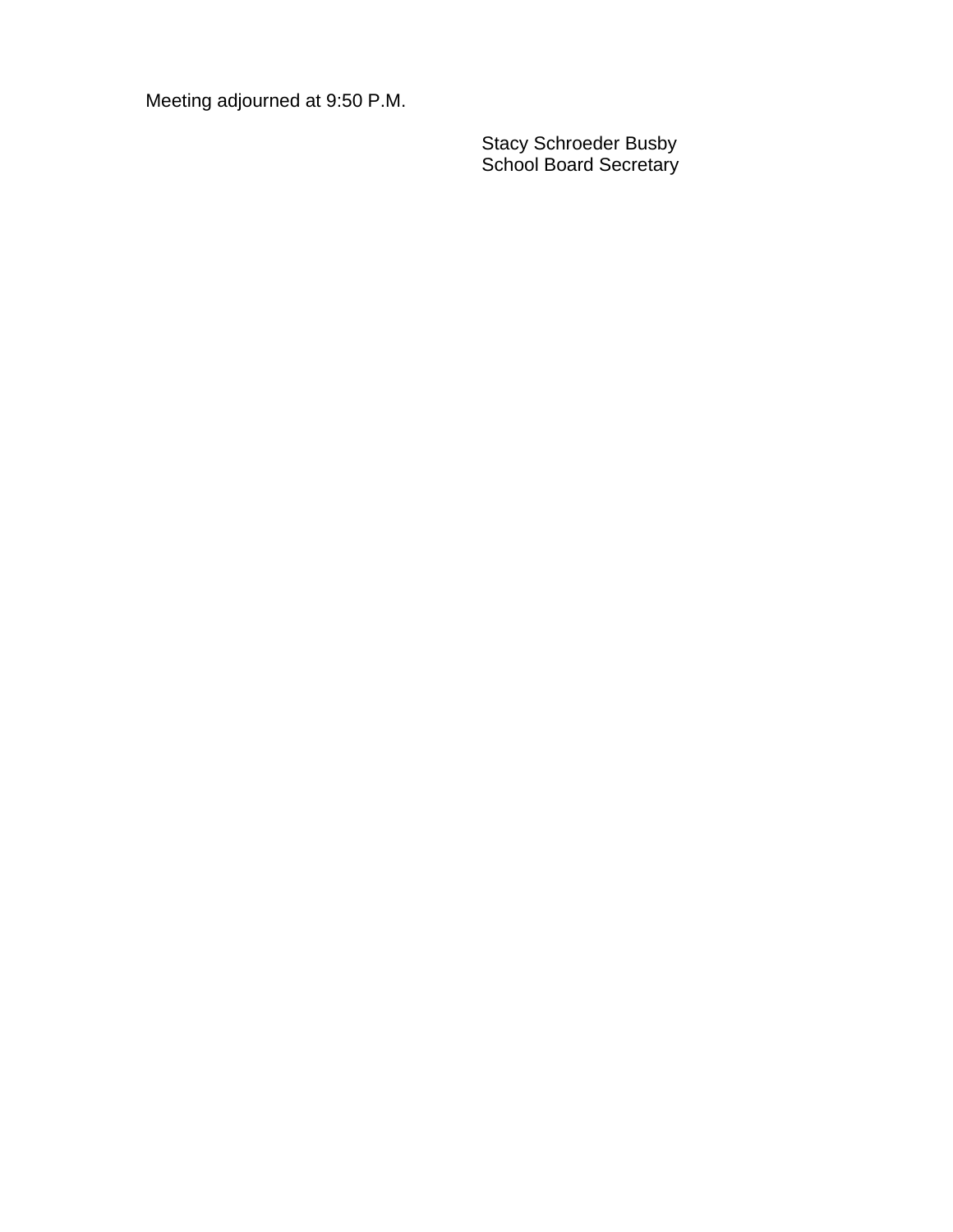Meeting adjourned at 9:50 P.M.

Stacy Schroeder Busby
School Board Secretary